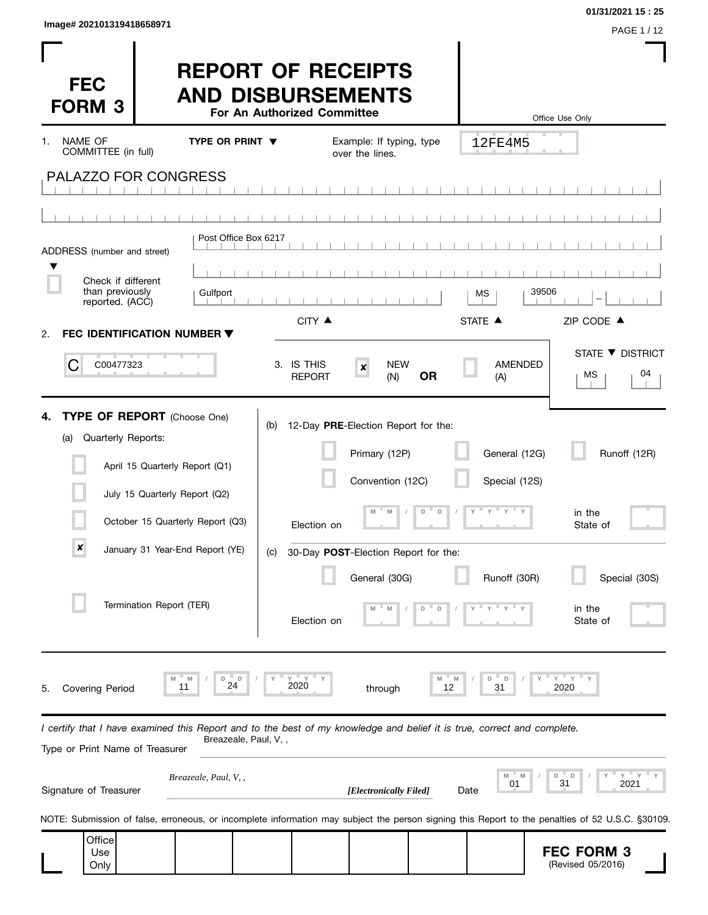Image# 202101319418658971

01/31/2021 15 : 25

# FEC FORM 3

# REPORT OF RECEIPTS AND DISBURSEMENTS

**For An Authorized Committee**

Office Use Only

12FE4M5

1. NAME OF COMMITTEE (in full) **TYPE OR PRINT ▼** Example: If typing, type over the lines.

PALAZZO FOR CONGRESS

ADDRESS (number and street)

Post Office Box 6217

☐ Check if different than previously reported. (ACC)

| CITY | STATE | ZIP CODE |
|---|---|---|
| Gulfport | MS | 39506 |

2. **FEC IDENTIFICATION NUMBER ▼**

C00477323

3. IS THIS REPORT ☒ NEW (N) **OR** ☐ AMENDED (A)

| STATE | DISTRICT |
|---|---|
| MS | 04 |

4. **TYPE OF REPORT** (Choose One)

(a) Quarterly Reports:

- ☐ April 15 Quarterly Report (Q1)
- ☐ July 15 Quarterly Report (Q2)
- ☐ October 15 Quarterly Report (Q3)
- ☒ January 31 Year-End Report (YE)
- ☐ Termination Report (TER)

(b) 12-Day **PRE**-Election Report for the:

- ☐ Primary (12P)
- ☐ General (12G)
- ☐ Runoff (12R)
- ☐ Convention (12C)
- ☐ Special (12S)

Election on MM / DD / YYYY in the State of

(c) 30-Day **POST**-Election Report for the:

- ☐ General (30G)
- ☐ Runoff (30R)
- ☐ Special (30S)

Election on MM / DD / YYYY in the State of

5. Covering Period 11 / 24 / 2020 through 12 / 31 / 2020

*I certify that I have examined this Report and to the best of my knowledge and belief it is true, correct and complete.*

Type or Print Name of Treasurer: Breazeale, Paul, V, ,

Signature of Treasurer: *Breazeale, Paul, V, ,* ***[Electronically Filed]*** Date 01 / 31 / 2021

NOTE: Submission of false, erroneous, or incomplete information may subject the person signing this Report to the penalties of 52 U.S.C. §30109.

Office Use Only

**FEC FORM 3**
(Revised 05/2016)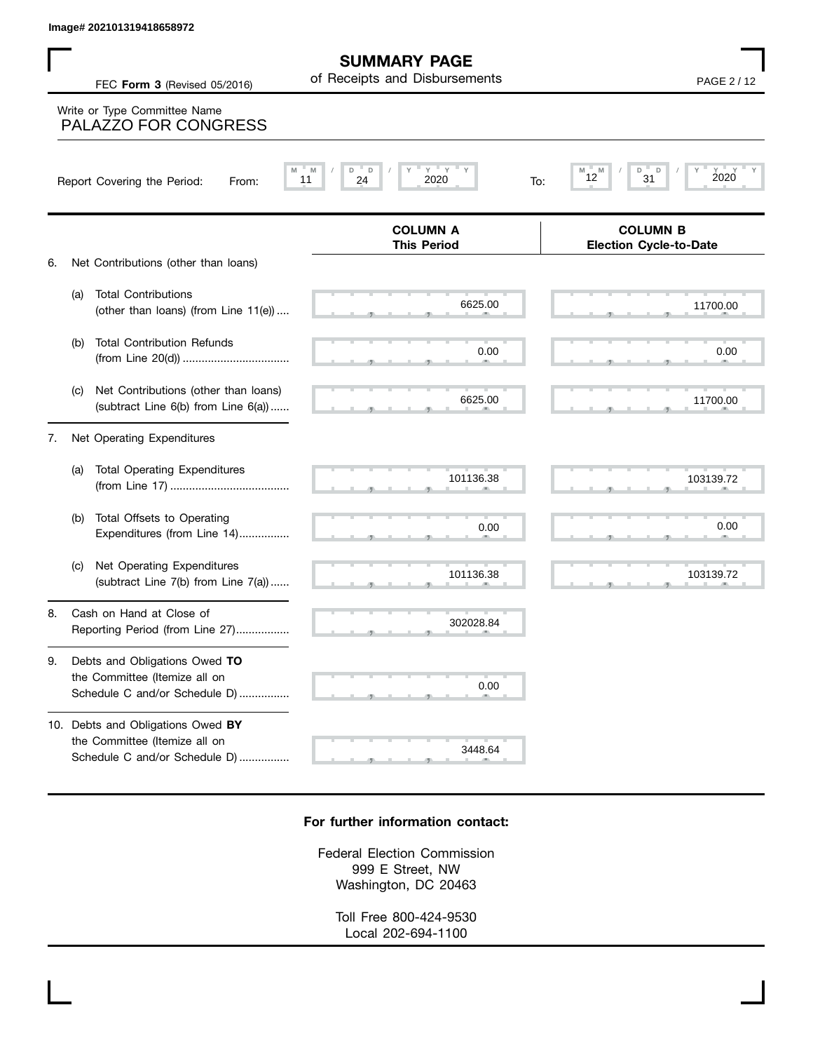Image# 202101319418658972

# SUMMARY PAGE

of Receipts and Disbursements

FEC **Form 3** (Revised 05/2016)

Write or Type Committee Name
PALAZZO FOR CONGRESS

Report Covering the Period: From: 11 / 24 / 2020 To: 12 / 31 / 2020

| | COLUMN A This Period | COLUMN B Election Cycle-to-Date |
|---|---|---|
| **6.** Net Contributions (other than loans) | | |
| (a) Total Contributions (other than loans) (from Line 11(e)) | 6625.00 | 11700.00 |
| (b) Total Contribution Refunds (from Line 20(d)) | 0.00 | 0.00 |
| (c) Net Contributions (other than loans) (subtract Line 6(b) from Line 6(a)) | 6625.00 | 11700.00 |
| **7.** Net Operating Expenditures | | |
| (a) Total Operating Expenditures (from Line 17) | 101136.38 | 103139.72 |
| (b) Total Offsets to Operating Expenditures (from Line 14) | 0.00 | 0.00 |
| (c) Net Operating Expenditures (subtract Line 7(b) from Line 7(a)) | 101136.38 | 103139.72 |
| **8.** Cash on Hand at Close of Reporting Period (from Line 27) | 302028.84 | |
| **9.** Debts and Obligations Owed **TO** the Committee (Itemize all on Schedule C and/or Schedule D) | 0.00 | |
| **10.** Debts and Obligations Owed **BY** the Committee (Itemize all on Schedule C and/or Schedule D) | 3448.64 | |

**For further information contact:**

Federal Election Commission
999 E Street, NW
Washington, DC 20463

Toll Free 800-424-9530
Local 202-694-1100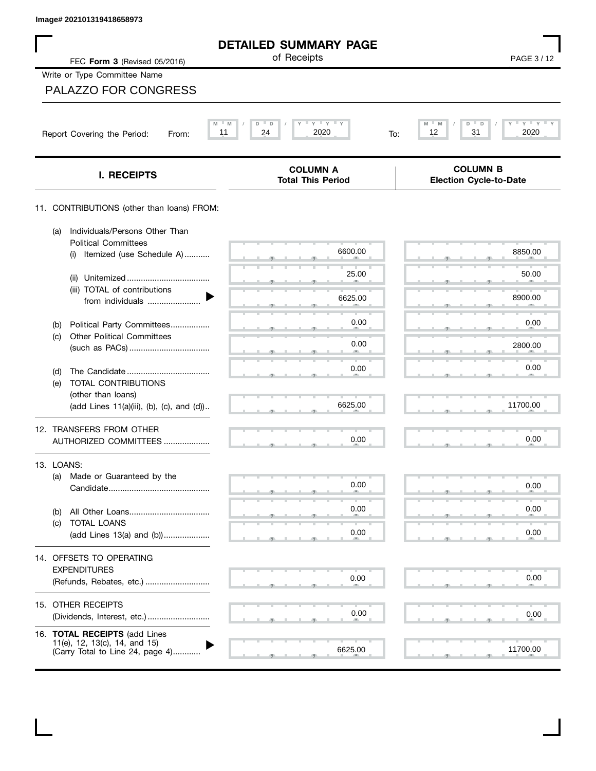Image# 202101319418658973

# DETAILED SUMMARY PAGE

of Receipts

FEC **Form 3** (Revised 05/2016)

Write or Type Committee Name

PALAZZO FOR CONGRESS

Report Covering the Period: From: 11 / 24 / 2020 To: 12 / 31 / 2020

| I. RECEIPTS | COLUMN A Total This Period | COLUMN B Election Cycle-to-Date |
|---|---|---|
| 11. CONTRIBUTIONS (other than loans) FROM: | | |
| (a) Individuals/Persons Other Than Political Committees (i) Itemized (use Schedule A) | 6600.00 | 8850.00 |
| (ii) Unitemized | 25.00 | 50.00 |
| (iii) TOTAL of contributions from individuals | 6625.00 | 8900.00 |
| (b) Political Party Committees | 0.00 | 0.00 |
| (c) Other Political Committees (such as PACs) | 0.00 | 2800.00 |
| (d) The Candidate | 0.00 | 0.00 |
| (e) TOTAL CONTRIBUTIONS (other than loans) (add Lines 11(a)(iii), (b), (c), and (d)) | 6625.00 | 11700.00 |
| 12. TRANSFERS FROM OTHER AUTHORIZED COMMITTEES | 0.00 | 0.00 |
| 13. LOANS: | | |
| (a) Made or Guaranteed by the Candidate | 0.00 | 0.00 |
| (b) All Other Loans | 0.00 | 0.00 |
| (c) TOTAL LOANS (add Lines 13(a) and (b)) | 0.00 | 0.00 |
| 14. OFFSETS TO OPERATING EXPENDITURES (Refunds, Rebates, etc.) | 0.00 | 0.00 |
| 15. OTHER RECEIPTS (Dividends, Interest, etc.) | 0.00 | 0.00 |
| 16. **TOTAL RECEIPTS** (add Lines 11(e), 12, 13(c), 14, and 15) (Carry Total to Line 24, page 4) | 6625.00 | 11700.00 |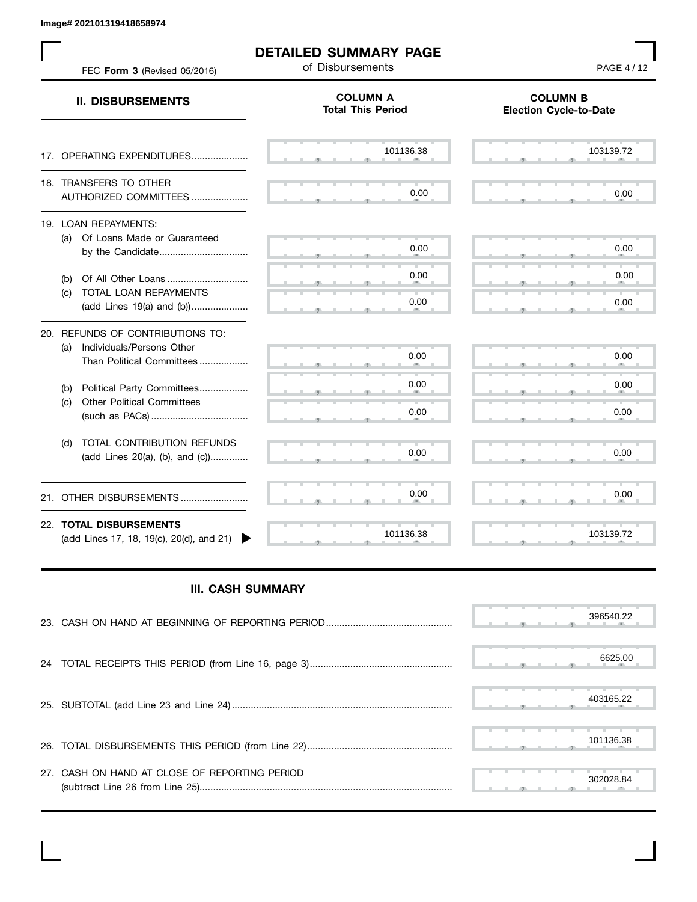Image# 202101319418658974

# DETAILED SUMMARY PAGE
of Disbursements

FEC **Form 3** (Revised 05/2016)

| II. DISBURSEMENTS | COLUMN A Total This Period | COLUMN B Election Cycle-to-Date |
|---|---|---|
| 17. OPERATING EXPENDITURES | 101136.38 | 103139.72 |
| 18. TRANSFERS TO OTHER AUTHORIZED COMMITTEES | 0.00 | 0.00 |
| 19. LOAN REPAYMENTS: | | |
| (a) Of Loans Made or Guaranteed by the Candidate | 0.00 | 0.00 |
| (b) Of All Other Loans | 0.00 | 0.00 |
| (c) TOTAL LOAN REPAYMENTS (add Lines 19(a) and (b)) | 0.00 | 0.00 |
| 20. REFUNDS OF CONTRIBUTIONS TO: | | |
| (a) Individuals/Persons Other Than Political Committees | 0.00 | 0.00 |
| (b) Political Party Committees | 0.00 | 0.00 |
| (c) Other Political Committees (such as PACs) | 0.00 | 0.00 |
| (d) TOTAL CONTRIBUTION REFUNDS (add Lines 20(a), (b), and (c)) | 0.00 | 0.00 |
| 21. OTHER DISBURSEMENTS | 0.00 | 0.00 |
| 22. **TOTAL DISBURSEMENTS** (add Lines 17, 18, 19(c), 20(d), and 21) | 101136.38 | 103139.72 |

## III. CASH SUMMARY

| | |
|---|---|
| 23. CASH ON HAND AT BEGINNING OF REPORTING PERIOD | 396540.22 |
| 24 TOTAL RECEIPTS THIS PERIOD (from Line 16, page 3) | 6625.00 |
| 25. SUBTOTAL (add Line 23 and Line 24) | 403165.22 |
| 26. TOTAL DISBURSEMENTS THIS PERIOD (from Line 22) | 101136.38 |
| 27. CASH ON HAND AT CLOSE OF REPORTING PERIOD (subtract Line 26 from Line 25) | 302028.84 |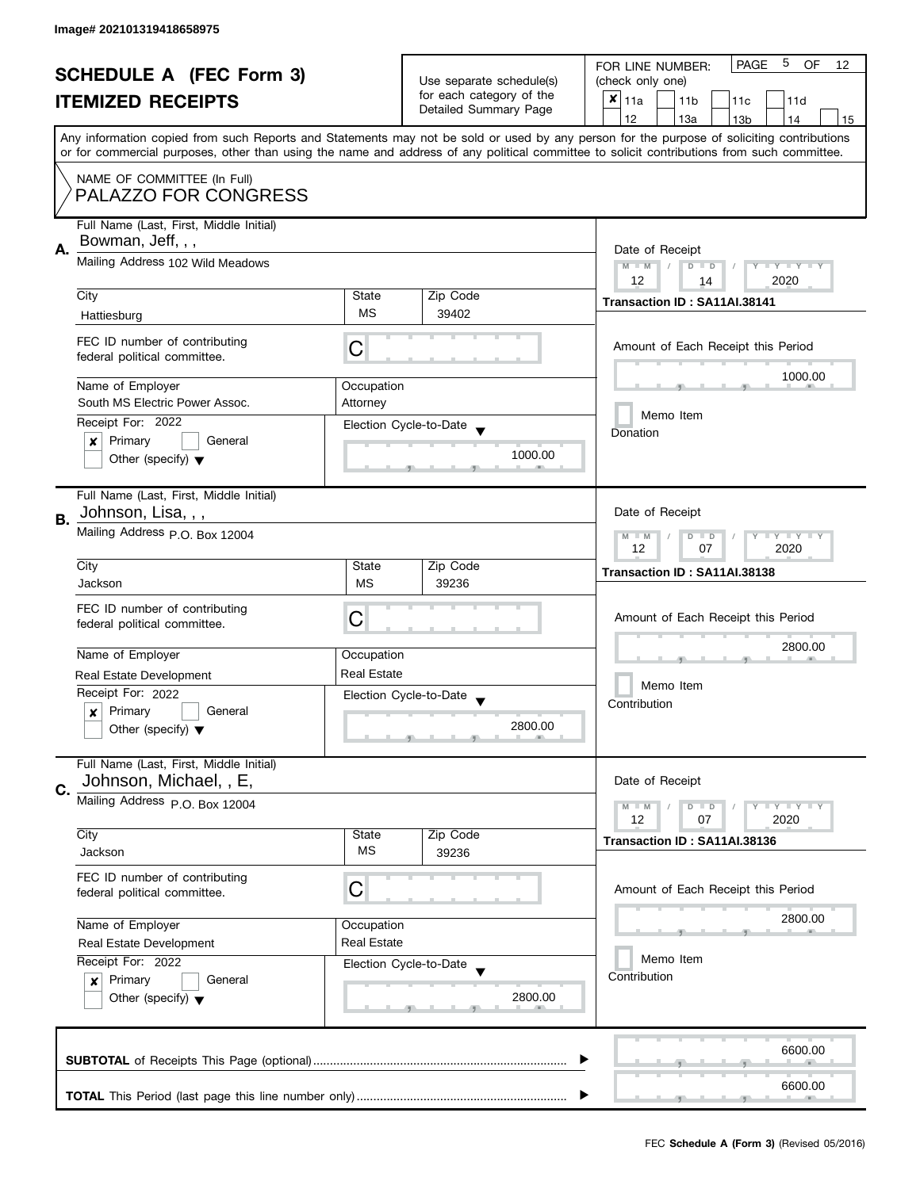Image# 202101319418658975

# SCHEDULE A (FEC Form 3)
## ITEMIZED RECEIPTS

Use separate schedule(s) for each category of the Detailed Summary Page

FOR LINE NUMBER: (check only one)

- [x] 11a
- [ ] 11b
- [ ] 11c
- [ ] 11d
- [ ] 12
- [ ] 13a
- [ ] 13b
- [ ] 14
- [ ] 15

PAGE 5 OF 12

Any information copied from such Reports and Statements may not be sold or used by any person for the purpose of soliciting contributions or for commercial purposes, other than using the name and address of any political committee to solicit contributions from such committee.

NAME OF COMMITTEE (In Full)
PALAZZO FOR CONGRESS

---

**A.** Full Name (Last, First, Middle Initial): Bowman, Jeff, , ,

Mailing Address: 102 Wild Meadows

| City | State | Zip Code |
|---|---|---|
| Hattiesburg | MS | 39402 |

FEC ID number of contributing federal political committee: C

| Name of Employer | Occupation |
|---|---|
| South MS Electric Power Assoc. | Attorney |

Receipt For: 2022
- [x] Primary
- [ ] General
- [ ] Other (specify)

Election Cycle-to-Date: 1000.00

Date of Receipt: 12 / 14 / 2020

Transaction ID : SA11AI.38141

Amount of Each Receipt this Period: 1000.00

- [ ] Memo Item

Donation

---

**B.** Full Name (Last, First, Middle Initial): Johnson, Lisa, , ,

Mailing Address: P.O. Box 12004

| City | State | Zip Code |
|---|---|---|
| Jackson | MS | 39236 |

FEC ID number of contributing federal political committee: C

| Name of Employer | Occupation |
|---|---|
| Real Estate Development | Real Estate |

Receipt For: 2022
- [x] Primary
- [ ] General
- [ ] Other (specify)

Election Cycle-to-Date: 2800.00

Date of Receipt: 12 / 07 / 2020

Transaction ID : SA11AI.38138

Amount of Each Receipt this Period: 2800.00

- [ ] Memo Item

Contribution

---

**C.** Full Name (Last, First, Middle Initial): Johnson, Michael, , E,

Mailing Address: P.O. Box 12004

| City | State | Zip Code |
|---|---|---|
| Jackson | MS | 39236 |

FEC ID number of contributing federal political committee: C

| Name of Employer | Occupation |
|---|---|
| Real Estate Development | Real Estate |

Receipt For: 2022
- [x] Primary
- [ ] General
- [ ] Other (specify)

Election Cycle-to-Date: 2800.00

Date of Receipt: 12 / 07 / 2020

Transaction ID : SA11AI.38136

Amount of Each Receipt this Period: 2800.00

- [ ] Memo Item

Contribution

---

**SUBTOTAL** of Receipts This Page (optional): 6600.00

**TOTAL** This Period (last page this line number only): 6600.00

FEC **Schedule A (Form 3)** (Revised 05/2016)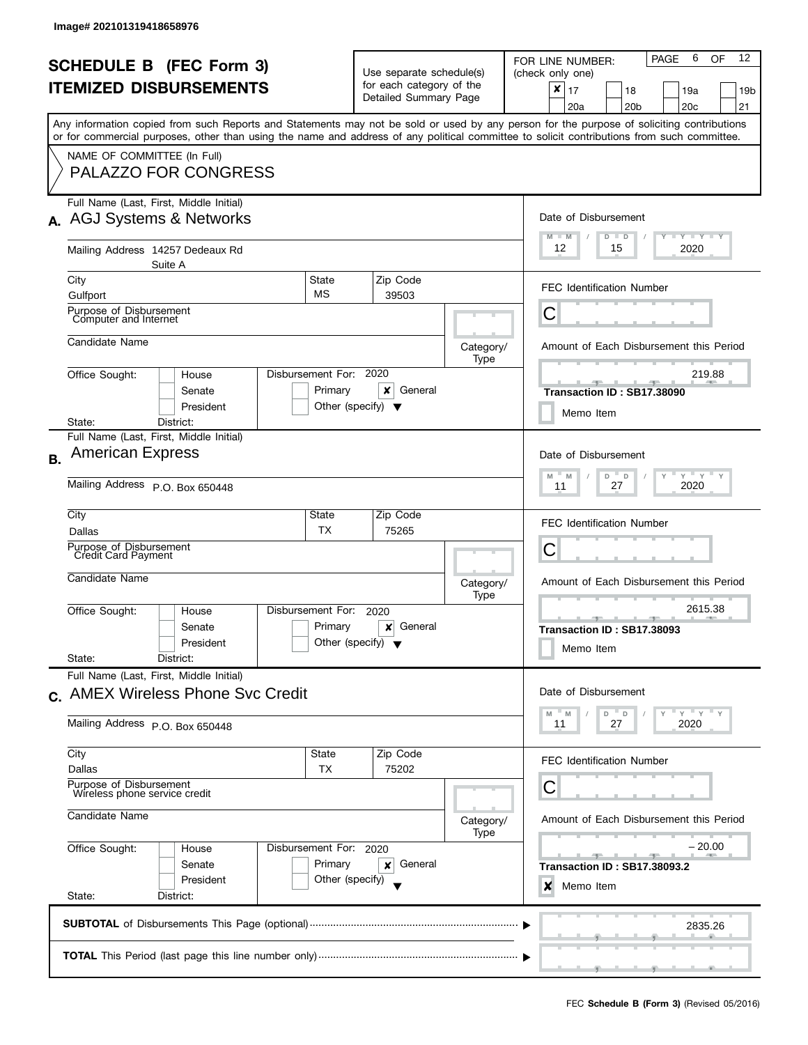Image# 202101319418658976

# SCHEDULE B (FEC Form 3)
# ITEMIZED DISBURSEMENTS

Use separate schedule(s) for each category of the Detailed Summary Page

FOR LINE NUMBER: (check only one)

- [x] 17
- [ ] 18
- [ ] 19a
- [ ] 19b
- [ ] 20a
- [ ] 20b
- [ ] 20c
- [ ] 21

PAGE 6 OF 12

Any information copied from such Reports and Statements may not be sold or used by any person for the purpose of soliciting contributions or for commercial purposes, other than using the name and address of any political committee to solicit contributions from such committee.

NAME OF COMMITTEE (In Full)

PALAZZO FOR CONGRESS

---

## A.

Full Name (Last, First, Middle Initial): AGJ Systems & Networks

Mailing Address: 14257 Dedeaux Rd, Suite A

City: Gulfport | State: MS | Zip Code: 39503

Purpose of Disbursement: Computer and Internet

Candidate Name:

Category/Type:

Office Sought: House / Senate / President

State: | District:

Disbursement For: 2020 — Primary [ ] General [x] Other (specify)

Date of Disbursement: 12 / 15 / 2020

FEC Identification Number: C

Amount of Each Disbursement this Period: 219.88

Transaction ID : SB17.38090

Memo Item [ ]

---

## B.

Full Name (Last, First, Middle Initial): American Express

Mailing Address: P.O. Box 650448

City: Dallas | State: TX | Zip Code: 75265

Purpose of Disbursement: Credit Card Payment

Candidate Name:

Category/Type:

Office Sought: House / Senate / President

State: | District:

Disbursement For: 2020 — Primary [ ] General [x] Other (specify)

Date of Disbursement: 11 / 27 / 2020

FEC Identification Number: C

Amount of Each Disbursement this Period: 2615.38

Transaction ID : SB17.38093

Memo Item [ ]

---

## C.

Full Name (Last, First, Middle Initial): AMEX Wireless Phone Svc Credit

Mailing Address: P.O. Box 650448

City: Dallas | State: TX | Zip Code: 75202

Purpose of Disbursement: Wireless phone service credit

Candidate Name:

Category/Type:

Office Sought: House / Senate / President

State: | District:

Disbursement For: 2020 — Primary [ ] General [x] Other (specify)

Date of Disbursement: 11 / 27 / 2020

FEC Identification Number: C

Amount of Each Disbursement this Period: – 20.00

Transaction ID : SB17.38093.2

Memo Item [x]

---

**SUBTOTAL** of Disbursements This Page (optional): 2835.26

**TOTAL** This Period (last page this line number only):

FEC **Schedule B (Form 3)** (Revised 05/2016)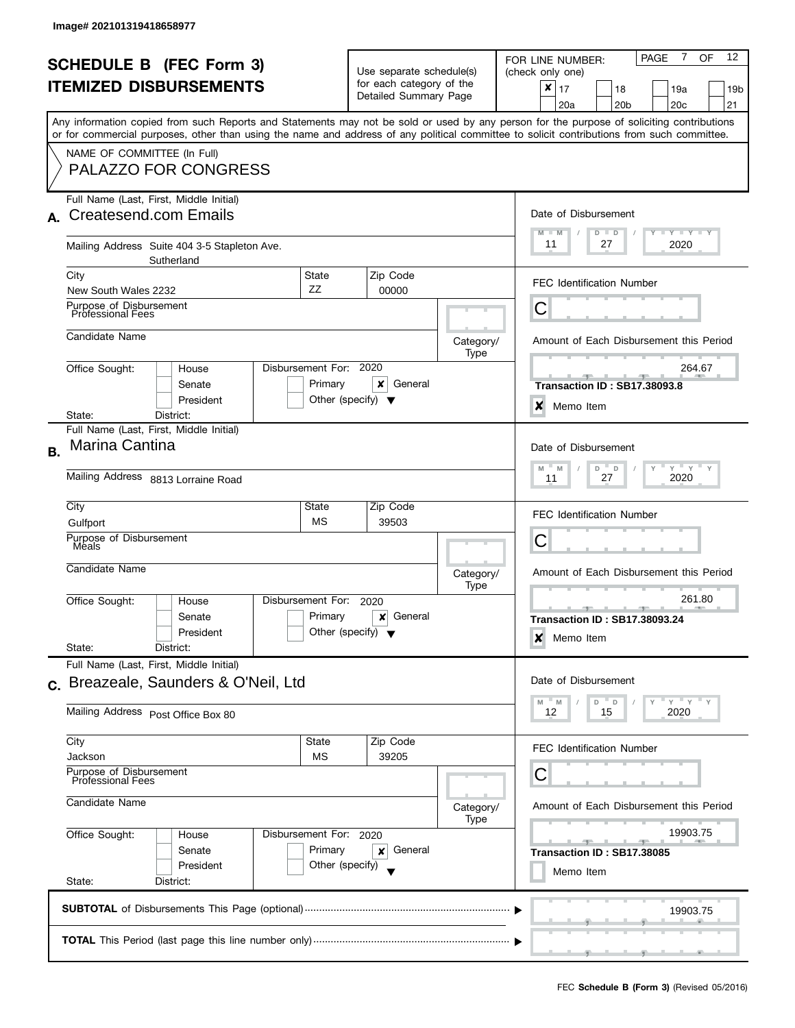Image# 202101319418658977

# SCHEDULE B (FEC Form 3)
# ITEMIZED DISBURSEMENTS

Use separate schedule(s) for each category of the Detailed Summary Page

FOR LINE NUMBER: (check only one)

- [x] 17
- [ ] 18
- [ ] 19a
- [ ] 19b
- [ ] 20a
- [ ] 20b
- [ ] 20c
- [ ] 21

Any information copied from such Reports and Statements may not be sold or used by any person for the purpose of soliciting contributions or for commercial purposes, other than using the name and address of any political committee to solicit contributions from such committee.

NAME OF COMMITTEE (In Full)
PALAZZO FOR CONGRESS

---

**A.** Full Name (Last, First, Middle Initial): Createsend.com Emails

Mailing Address: Suite 404 3-5 Stapleton Ave. Sutherland

City: New South Wales 2232 | State: ZZ | Zip Code: 00000

Purpose of Disbursement: Professional Fees

Candidate Name:

Category/Type:

Office Sought: House / Senate / President

State: District:

Disbursement For: 2020 — Primary / [x] General / Other (specify)

Date of Disbursement: 11 / 27 / 2020

FEC Identification Number: C

Amount of Each Disbursement this Period: 264.67

Transaction ID : SB17.38093.8

[x] Memo Item

---

**B.** Full Name (Last, First, Middle Initial): Marina Cantina

Mailing Address: 8813 Lorraine Road

City: Gulfport | State: MS | Zip Code: 39503

Purpose of Disbursement: Meals

Candidate Name:

Category/Type:

Office Sought: House / Senate / President

State: District:

Disbursement For: 2020 — Primary / [x] General / Other (specify)

Date of Disbursement: 11 / 27 / 2020

FEC Identification Number: C

Amount of Each Disbursement this Period: 261.80

Transaction ID : SB17.38093.24

[x] Memo Item

---

**C.** Full Name (Last, First, Middle Initial): Breazeale, Saunders & O'Neil, Ltd

Mailing Address: Post Office Box 80

City: Jackson | State: MS | Zip Code: 39205

Purpose of Disbursement: Professional Fees

Candidate Name:

Category/Type:

Office Sought: House / Senate / President

State: District:

Disbursement For: 2020 — Primary / [x] General / Other (specify)

Date of Disbursement: 12 / 15 / 2020

FEC Identification Number: C

Amount of Each Disbursement this Period: 19903.75

Transaction ID : SB17.38085

[ ] Memo Item

---

**SUBTOTAL** of Disbursements This Page (optional): 19903.75

**TOTAL** This Period (last page this line number only):

FEC **Schedule B (Form 3)** (Revised 05/2016)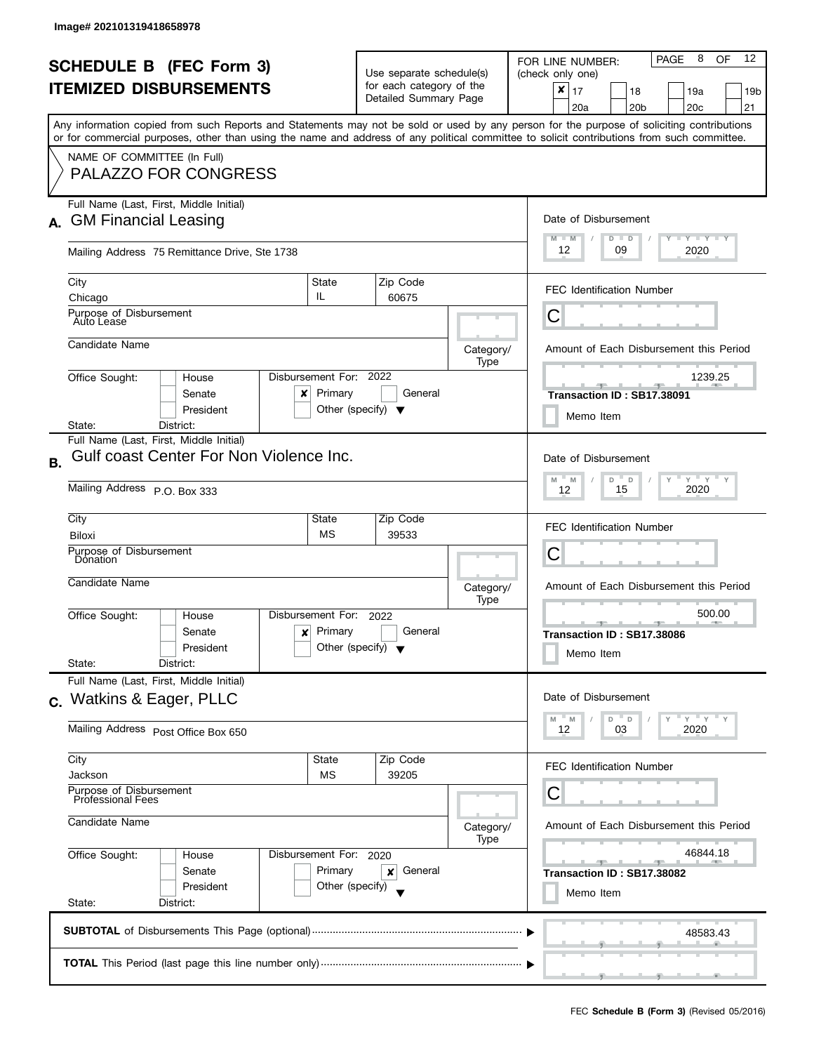Image# 202101319418658978

# SCHEDULE B (FEC Form 3)
## ITEMIZED DISBURSEMENTS

Use separate schedule(s) for each category of the Detailed Summary Page

FOR LINE NUMBER: (check only one)

- [x] 17
- [ ] 18
- [ ] 19a
- [ ] 19b
- [ ] 20a
- [ ] 20b
- [ ] 20c
- [ ] 21

PAGE 8 OF 12

Any information copied from such Reports and Statements may not be sold or used by any person for the purpose of soliciting contributions or for commercial purposes, other than using the name and address of any political committee to solicit contributions from such committee.

NAME OF COMMITTEE (In Full)
PALAZZO FOR CONGRESS

---

**A.** Full Name (Last, First, Middle Initial): GM Financial Leasing

Mailing Address: 75 Remittance Drive, Ste 1738

City: Chicago | State: IL | Zip Code: 60675

Purpose of Disbursement: Auto Lease

Candidate Name:

Category/Type:

Office Sought: [ ] House [ ] Senate [ ] President

State: District:

Disbursement For: 2022 [x] Primary [ ] General [ ] Other (specify)

Date of Disbursement: 12 / 09 / 2020

FEC Identification Number: C

Amount of Each Disbursement this Period: 1239.25

Transaction ID : SB17.38091

[ ] Memo Item

---

**B.** Full Name (Last, First, Middle Initial): Gulf coast Center For Non Violence Inc.

Mailing Address: P.O. Box 333

City: Biloxi | State: MS | Zip Code: 39533

Purpose of Disbursement: Donation

Candidate Name:

Category/Type:

Office Sought: [ ] House [ ] Senate [ ] President

State: District:

Disbursement For: 2022 [x] Primary [ ] General [ ] Other (specify)

Date of Disbursement: 12 / 15 / 2020

FEC Identification Number: C

Amount of Each Disbursement this Period: 500.00

Transaction ID : SB17.38086

[ ] Memo Item

---

**C.** Full Name (Last, First, Middle Initial): Watkins & Eager, PLLC

Mailing Address: Post Office Box 650

City: Jackson | State: MS | Zip Code: 39205

Purpose of Disbursement: Professional Fees

Candidate Name:

Category/Type:

Office Sought: [ ] House [ ] Senate [ ] President

State: District:

Disbursement For: 2020 [ ] Primary [x] General [ ] Other (specify)

Date of Disbursement: 12 / 03 / 2020

FEC Identification Number: C

Amount of Each Disbursement this Period: 46844.18

Transaction ID : SB17.38082

[ ] Memo Item

---

**SUBTOTAL** of Disbursements This Page (optional): 48583.43

**TOTAL** This Period (last page this line number only):

FEC **Schedule B (Form 3)** (Revised 05/2016)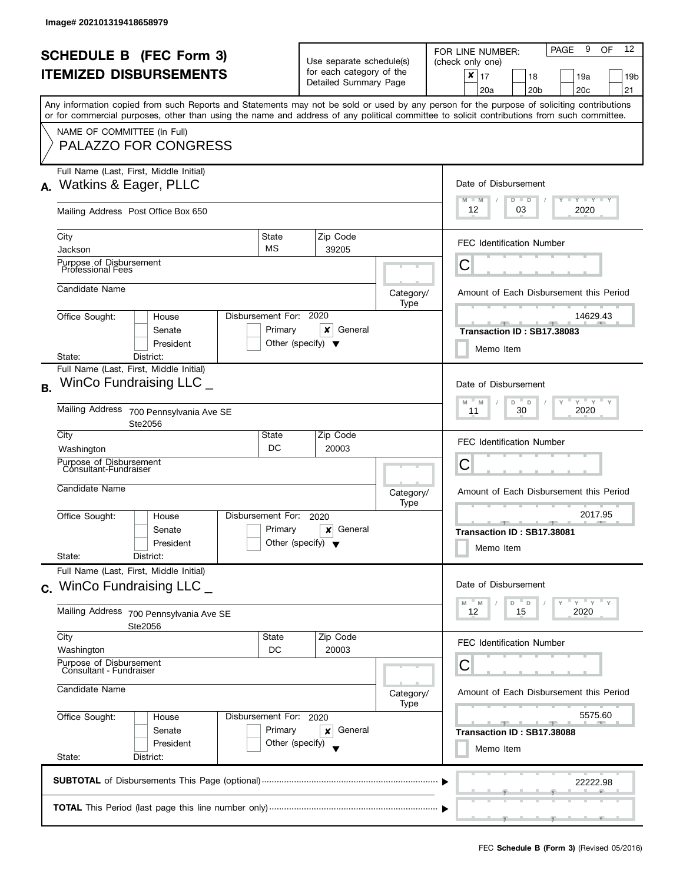Image# 202101319418658979

# SCHEDULE B (FEC Form 3)
# ITEMIZED DISBURSEMENTS

Use separate schedule(s) for each category of the Detailed Summary Page

FOR LINE NUMBER: (check only one)

- [x] 17
- [ ] 18
- [ ] 19a
- [ ] 19b
- [ ] 20a
- [ ] 20b
- [ ] 20c
- [ ] 21

Any information copied from such Reports and Statements may not be sold or used by any person for the purpose of soliciting contributions or for commercial purposes, other than using the name and address of any political committee to solicit contributions from such committee.

NAME OF COMMITTEE (In Full)
PALAZZO FOR CONGRESS

---

**A.** Full Name (Last, First, Middle Initial): Watkins & Eager, PLLC

Mailing Address: Post Office Box 650

City: Jackson | State: MS | Zip Code: 39205

Purpose of Disbursement: Professional Fees

Candidate Name:

Category/Type:

Office Sought: [ ] House [ ] Senate [ ] President

State: District:

Disbursement For: 2020 [ ] Primary [x] General [ ] Other (specify)

Date of Disbursement: 12 / 03 / 2020

FEC Identification Number: C

Amount of Each Disbursement this Period: 14629.43

Transaction ID : SB17.38083

[ ] Memo Item

---

**B.** Full Name (Last, First, Middle Initial): WinCo Fundraising LLC _

Mailing Address: 700 Pennsylvania Ave SE Ste2056

City: Washington | State: DC | Zip Code: 20003

Purpose of Disbursement: Consultant-Fundraiser

Candidate Name:

Category/Type:

Office Sought: [ ] House [ ] Senate [ ] President

State: District:

Disbursement For: 2020 [ ] Primary [x] General [ ] Other (specify)

Date of Disbursement: 11 / 30 / 2020

FEC Identification Number: C

Amount of Each Disbursement this Period: 2017.95

Transaction ID : SB17.38081

[ ] Memo Item

---

**C.** Full Name (Last, First, Middle Initial): WinCo Fundraising LLC _

Mailing Address: 700 Pennsylvania Ave SE Ste2056

City: Washington | State: DC | Zip Code: 20003

Purpose of Disbursement: Consultant - Fundraiser

Candidate Name:

Category/Type:

Office Sought: [ ] House [ ] Senate [ ] President

State: District:

Disbursement For: 2020 [ ] Primary [x] General [ ] Other (specify)

Date of Disbursement: 12 / 15 / 2020

FEC Identification Number: C

Amount of Each Disbursement this Period: 5575.60

Transaction ID : SB17.38088

[ ] Memo Item

---

**SUBTOTAL** of Disbursements This Page (optional): 22222.98

**TOTAL** This Period (last page this line number only):

FEC **Schedule B (Form 3)** (Revised 05/2016)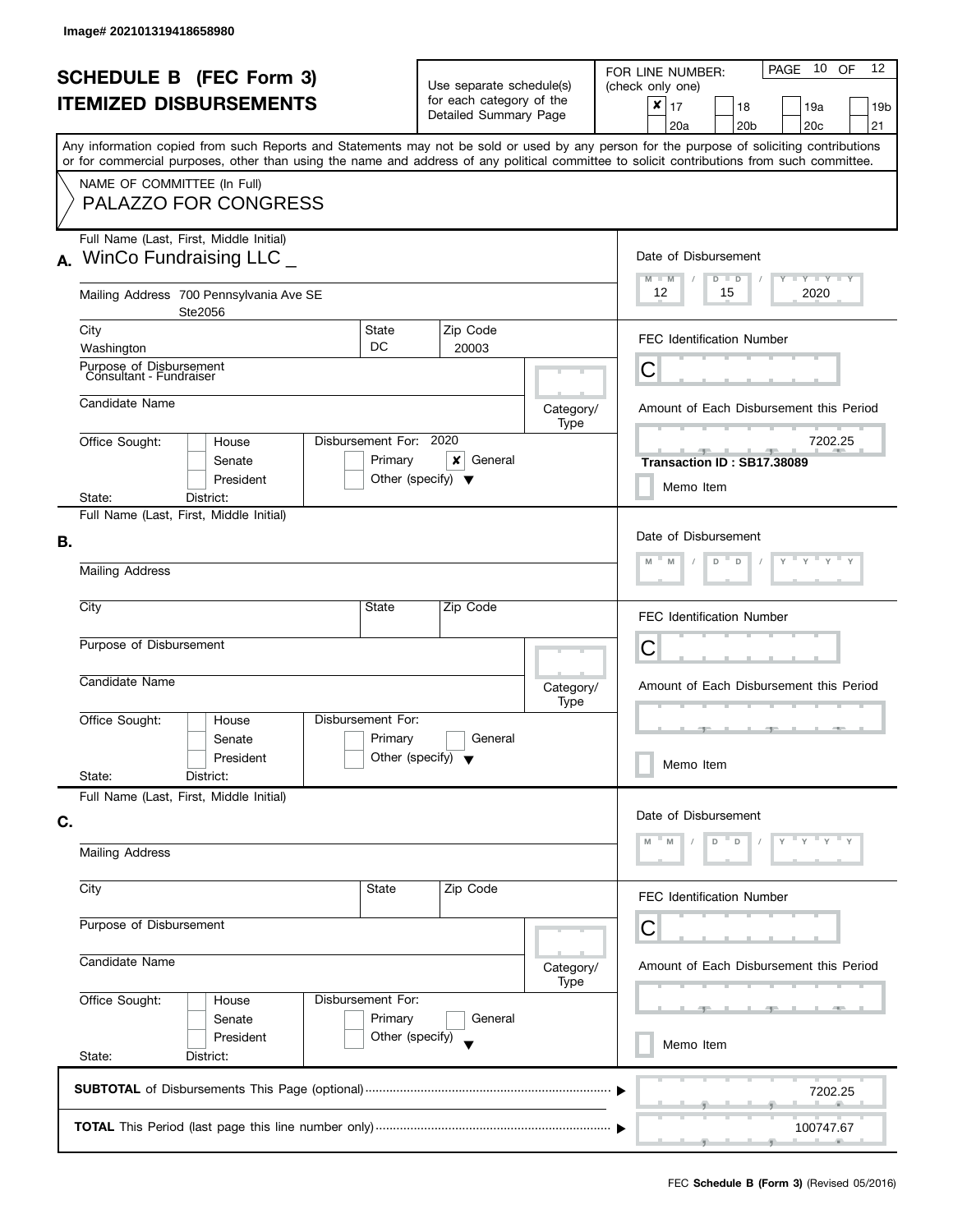Image# 202101319418658980

# SCHEDULE B (FEC Form 3)
## ITEMIZED DISBURSEMENTS

Use separate schedule(s) for each category of the Detailed Summary Page

FOR LINE NUMBER: (check only one)

- [x] 17
- [ ] 18
- [ ] 19a
- [ ] 19b
- [ ] 20a
- [ ] 20b
- [ ] 20c
- [ ] 21

Any information copied from such Reports and Statements may not be sold or used by any person for the purpose of soliciting contributions or for commercial purposes, other than using the name and address of any political committee to solicit contributions from such committee.

NAME OF COMMITTEE (In Full)
PALAZZO FOR CONGRESS

---

**A.** Full Name (Last, First, Middle Initial): WinCo Fundraising LLC _

Mailing Address: 700 Pennsylvania Ave SE Ste2056

City: Washington | State: DC | Zip Code: 20003

Purpose of Disbursement: Consultant - Fundraiser

Candidate Name:

Category/Type:

Office Sought: [ ] House [ ] Senate [ ] President

State: District:

Disbursement For: 2020 [ ] Primary [x] General [ ] Other (specify)

Date of Disbursement: 12 / 15 / 2020

FEC Identification Number: C

Amount of Each Disbursement this Period: 7202.25

Transaction ID : SB17.38089

[ ] Memo Item

---

**B.** Full Name (Last, First, Middle Initial):

Mailing Address:

City: | State: | Zip Code:

Purpose of Disbursement:

Candidate Name:

Category/Type:

Office Sought: [ ] House [ ] Senate [ ] President

State: District:

Disbursement For: [ ] Primary [ ] General [ ] Other (specify)

Date of Disbursement: M M / D D / Y Y Y Y

FEC Identification Number: C

Amount of Each Disbursement this Period:

[ ] Memo Item

---

**C.** Full Name (Last, First, Middle Initial):

Mailing Address:

City: | State: | Zip Code:

Purpose of Disbursement:

Candidate Name:

Category/Type:

Office Sought: [ ] House [ ] Senate [ ] President

State: District:

Disbursement For: [ ] Primary [ ] General [ ] Other (specify)

Date of Disbursement: M M / D D / Y Y Y Y

FEC Identification Number: C

Amount of Each Disbursement this Period:

[ ] Memo Item

---

**SUBTOTAL** of Disbursements This Page (optional): 7202.25

**TOTAL** This Period (last page this line number only): 100747.67

FEC **Schedule B (Form 3)** (Revised 05/2016)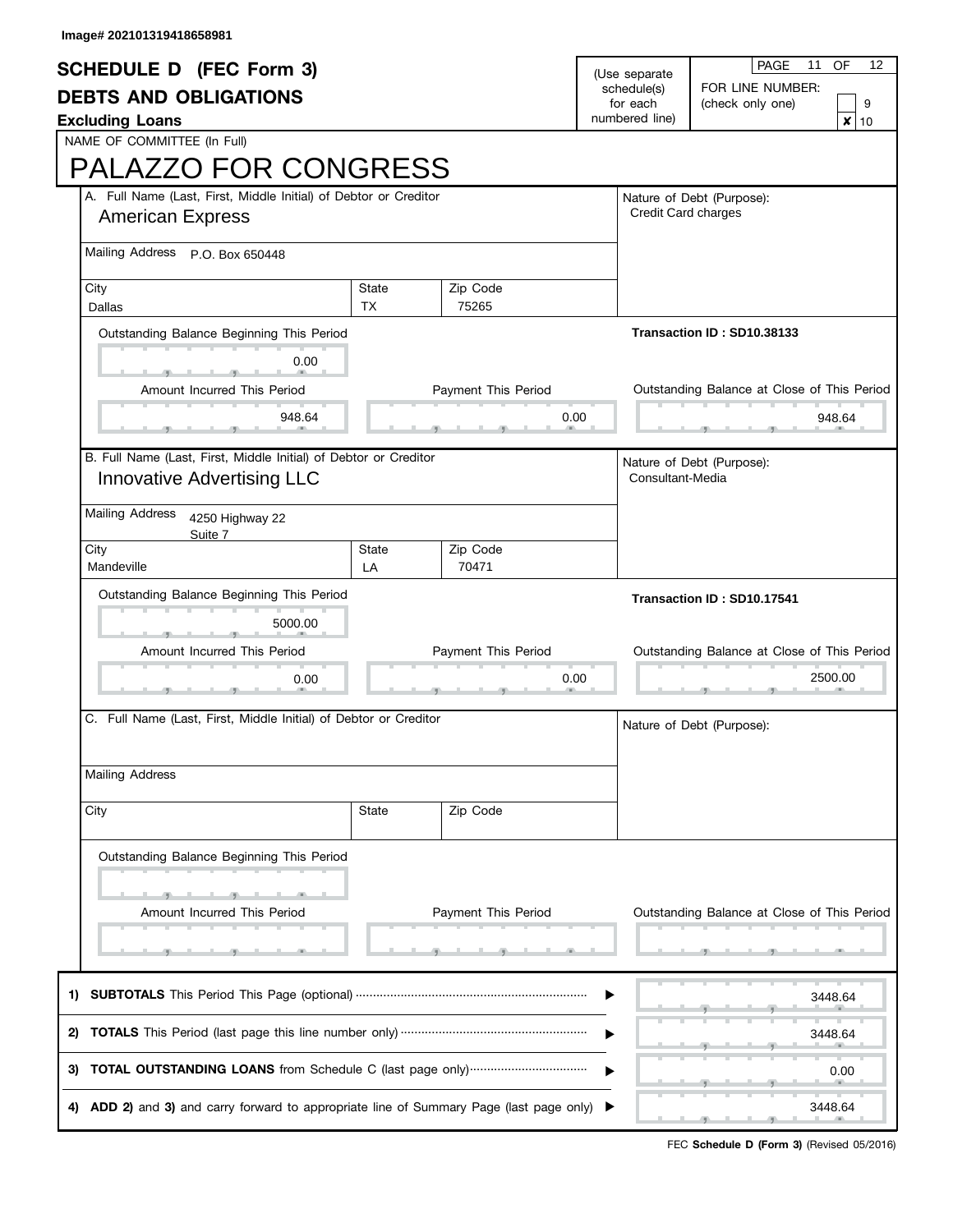Image# 202101319418658981

# SCHEDULE D (FEC Form 3)

## DEBTS AND OBLIGATIONS

**Excluding Loans**

(Use separate schedule(s) for each numbered line)

FOR LINE NUMBER: (check only one)

- [ ] 9
- [x] 10

NAME OF COMMITTEE (In Full)

# PALAZZO FOR CONGRESS

**A.** Full Name (Last, First, Middle Initial) of Debtor or Creditor: American Express

Mailing Address: P.O. Box 650448

| City | State | Zip Code |
|---|---|---|
| Dallas | TX | 75265 |

Nature of Debt (Purpose): Credit Card charges

**Transaction ID : SD10.38133**

| Outstanding Balance Beginning This Period | Amount Incurred This Period | Payment This Period | Outstanding Balance at Close of This Period |
|---|---|---|---|
| 0.00 | 948.64 | 0.00 | 948.64 |

**B.** Full Name (Last, First, Middle Initial) of Debtor or Creditor: Innovative Advertising LLC

Mailing Address: 4250 Highway 22
Suite 7

| City | State | Zip Code |
|---|---|---|
| Mandeville | LA | 70471 |

Nature of Debt (Purpose): Consultant-Media

**Transaction ID : SD10.17541**

| Outstanding Balance Beginning This Period | Amount Incurred This Period | Payment This Period | Outstanding Balance at Close of This Period |
|---|---|---|---|
| 5000.00 | 0.00 | 0.00 | 2500.00 |

**C.** Full Name (Last, First, Middle Initial) of Debtor or Creditor:

Mailing Address:

| City | State | Zip Code |
|---|---|---|
| | | |

Nature of Debt (Purpose):

| Outstanding Balance Beginning This Period | Amount Incurred This Period | Payment This Period | Outstanding Balance at Close of This Period |
|---|---|---|---|
| | | | |

| | | |
|---|---|---|
| 1) | **SUBTOTALS** This Period This Page (optional) | 3448.64 |
| 2) | **TOTALS** This Period (last page this line number only) | 3448.64 |
| 3) | **TOTAL OUTSTANDING LOANS** from Schedule C (last page only) | 0.00 |
| 4) | **ADD 2)** and **3)** and carry forward to appropriate line of Summary Page (last page only) | 3448.64 |

FEC **Schedule D (Form 3)** (Revised 05/2016)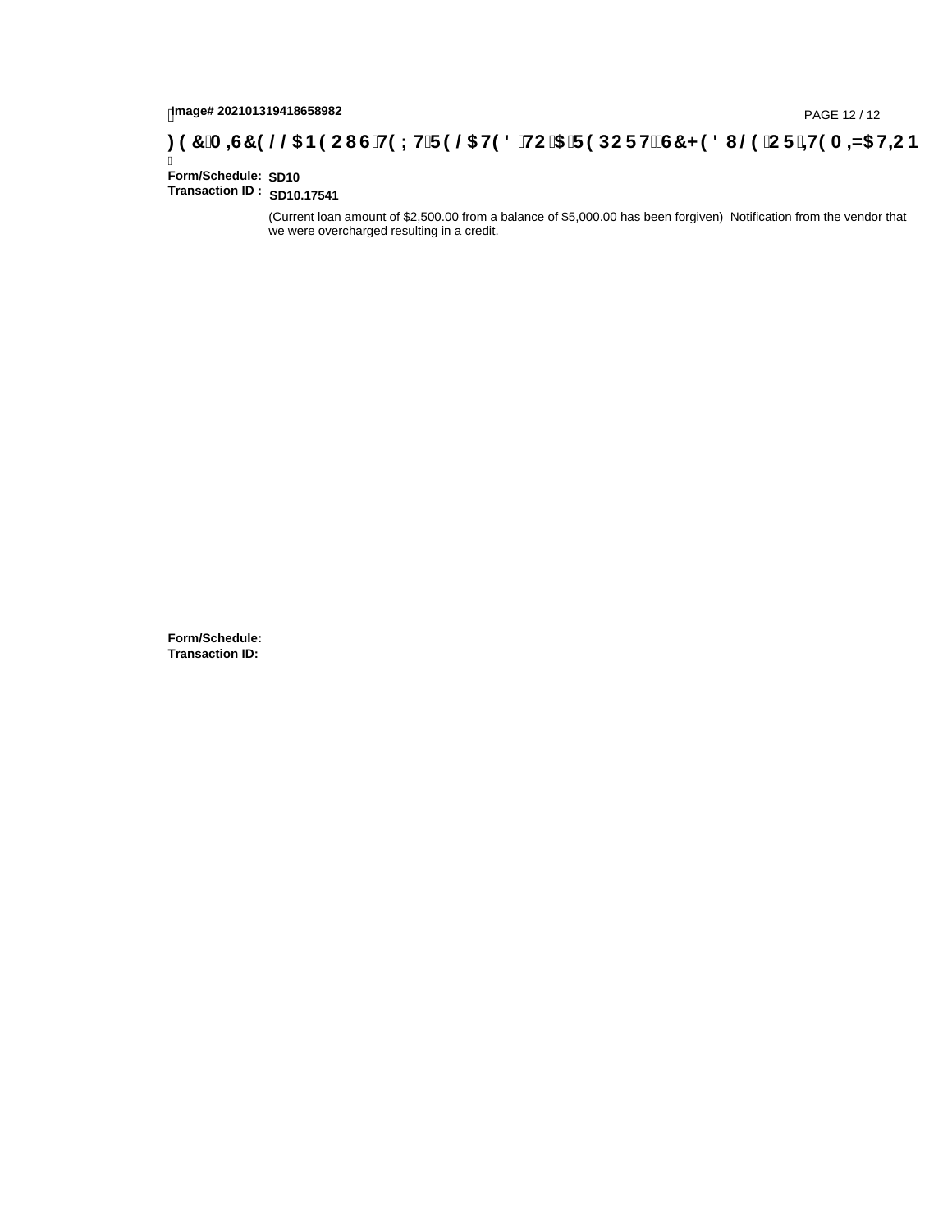Image# 202101319418658982

**) ( &0 ,6&( / / $1 ( 2 8 6 7( ; 7 5 ( / $ 7( ' 72 $ 5 ( 3 2 5 7 6&+( ' 8 / ( 2 5 ,7( 0 ,=$ 7,2 1**

**Form/Schedule:** SD10
**Transaction ID :** SD10.17541

(Current loan amount of $2,500.00 from a balance of $5,000.00 has been forgiven) Notification from the vendor that we were overcharged resulting in a credit.

**Form/Schedule:**
**Transaction ID:**